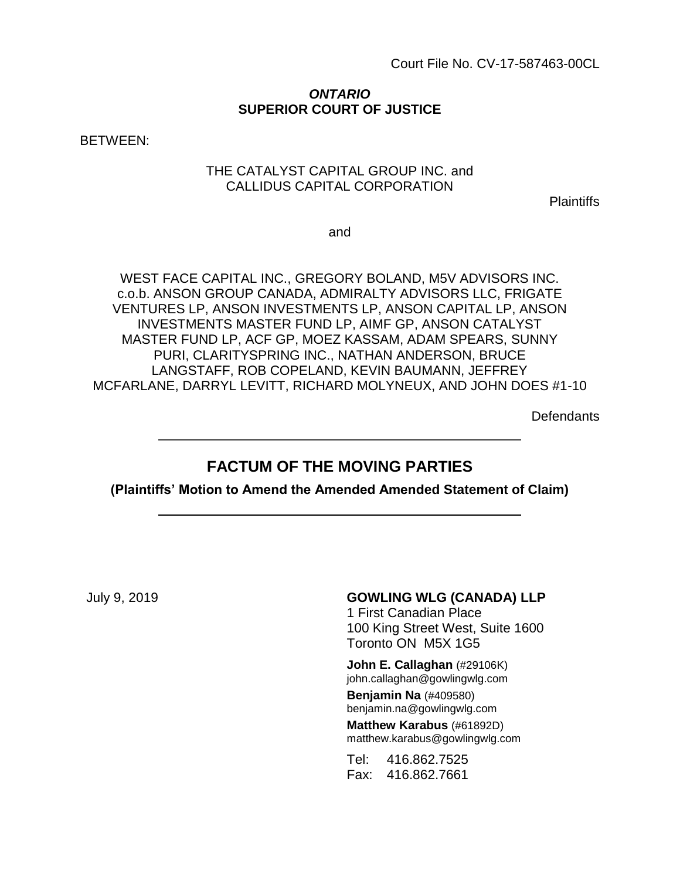Court File No. CV-17-587463-00CL

***ONTARIO***
**SUPERIOR COURT OF JUSTICE**

BETWEEN:

THE CATALYST CAPITAL GROUP INC. and
CALLIDUS CAPITAL CORPORATION

Plaintiffs

and

WEST FACE CAPITAL INC., GREGORY BOLAND, M5V ADVISORS INC. c.o.b. ANSON GROUP CANADA, ADMIRALTY ADVISORS LLC, FRIGATE VENTURES LP, ANSON INVESTMENTS LP, ANSON CAPITAL LP, ANSON INVESTMENTS MASTER FUND LP, AIMF GP, ANSON CATALYST MASTER FUND LP, ACF GP, MOEZ KASSAM, ADAM SPEARS, SUNNY PURI, CLARITYSPRING INC., NATHAN ANDERSON, BRUCE LANGSTAFF, ROB COPELAND, KEVIN BAUMANN, JEFFREY MCFARLANE, DARRYL LEVITT, RICHARD MOLYNEUX, AND JOHN DOES #1-10

Defendants

---

# FACTUM OF THE MOVING PARTIES

**(Plaintiffs' Motion to Amend the Amended Amended Statement of Claim)**

---

July 9, 2019

**GOWLING WLG (CANADA) LLP**
1 First Canadian Place
100 King Street West, Suite 1600
Toronto ON M5X 1G5

**John E. Callaghan** (#29106K)
john.callaghan@gowlingwlg.com

**Benjamin Na** (#409580)
benjamin.na@gowlingwlg.com

**Matthew Karabus** (#61892D)
matthew.karabus@gowlingwlg.com

Tel: 416.862.7525
Fax: 416.862.7661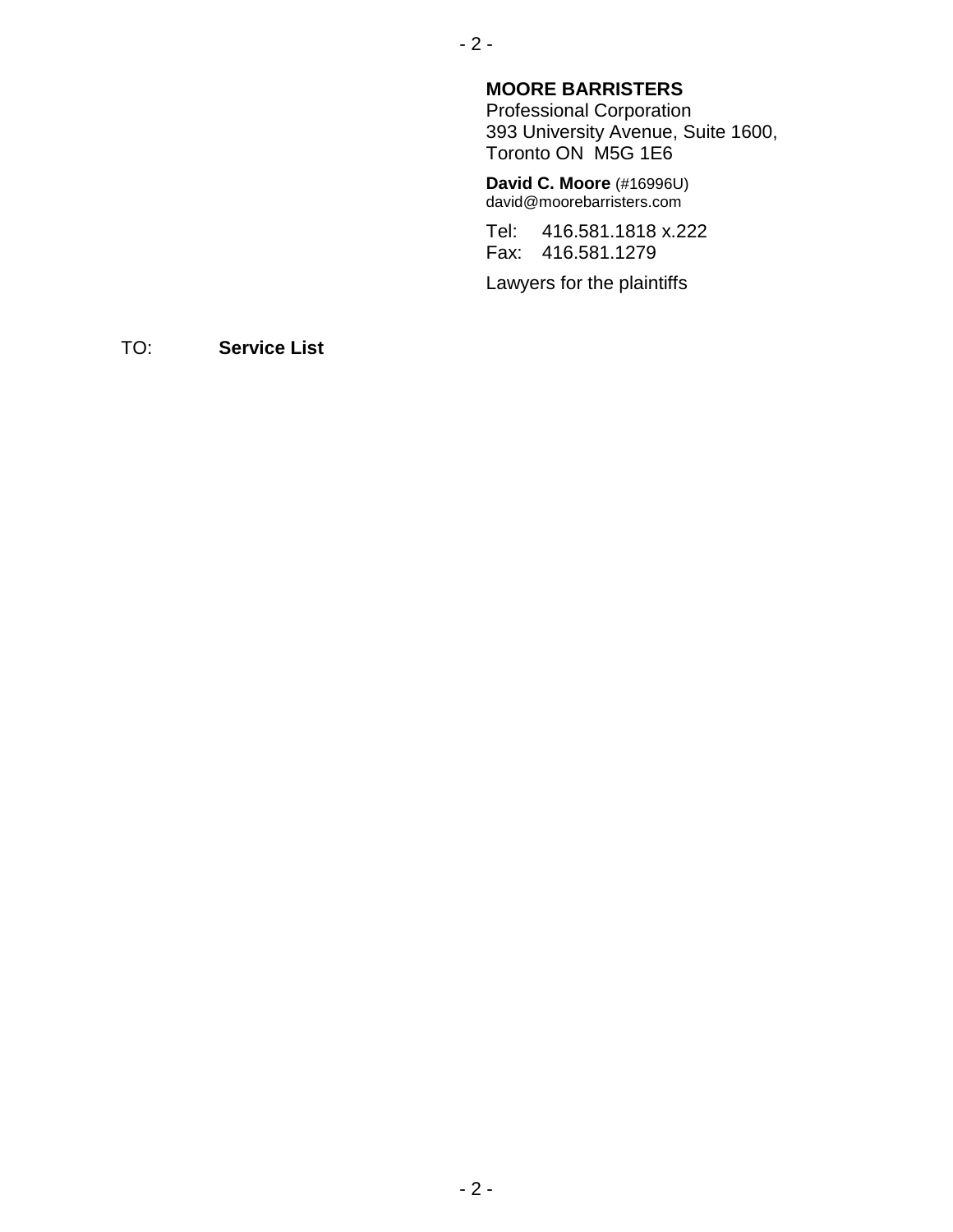**MOORE BARRISTERS**
Professional Corporation
393 University Avenue, Suite 1600,
Toronto ON  M5G 1E6

**David C. Moore** (#16996U)
david@moorebarristers.com

Tel: 416.581.1818 x.222
Fax: 416.581.1279

Lawyers for the plaintiffs

TO: **Service List**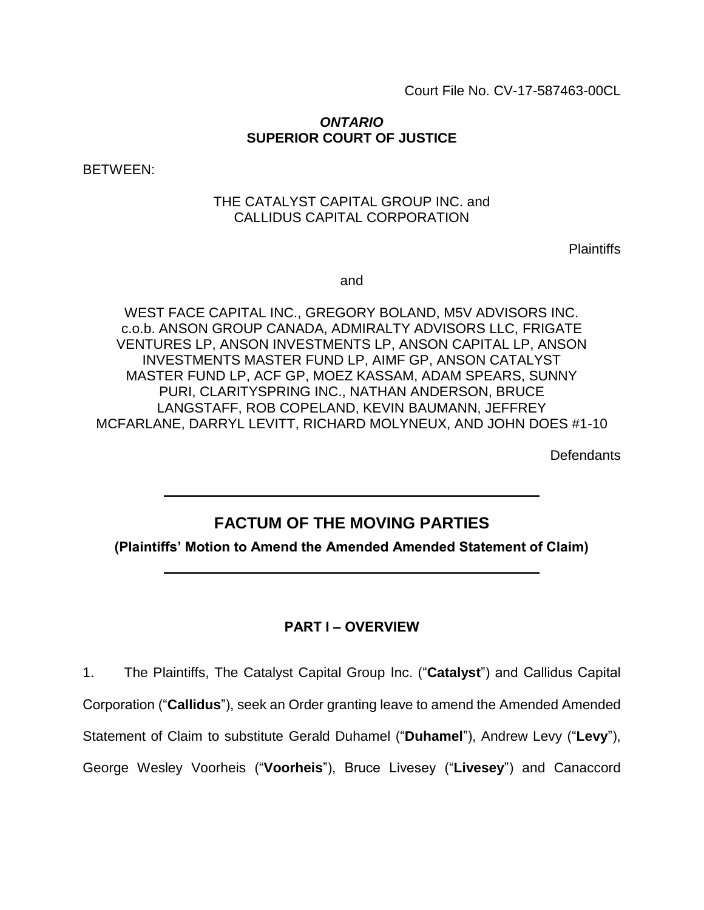Court File No. CV-17-587463-00CL

***ONTARIO***
**SUPERIOR COURT OF JUSTICE**

BETWEEN:

THE CATALYST CAPITAL GROUP INC. and
CALLIDUS CAPITAL CORPORATION

Plaintiffs

and

WEST FACE CAPITAL INC., GREGORY BOLAND, M5V ADVISORS INC. c.o.b. ANSON GROUP CANADA, ADMIRALTY ADVISORS LLC, FRIGATE VENTURES LP, ANSON INVESTMENTS LP, ANSON CAPITAL LP, ANSON INVESTMENTS MASTER FUND LP, AIMF GP, ANSON CATALYST MASTER FUND LP, ACF GP, MOEZ KASSAM, ADAM SPEARS, SUNNY PURI, CLARITYSPRING INC., NATHAN ANDERSON, BRUCE LANGSTAFF, ROB COPELAND, KEVIN BAUMANN, JEFFREY MCFARLANE, DARRYL LEVITT, RICHARD MOLYNEUX, AND JOHN DOES #1-10

Defendants

# FACTUM OF THE MOVING PARTIES

**(Plaintiffs' Motion to Amend the Amended Amended Statement of Claim)**

## PART I – OVERVIEW

1. The Plaintiffs, The Catalyst Capital Group Inc. ("**Catalyst**") and Callidus Capital Corporation ("**Callidus**"), seek an Order granting leave to amend the Amended Amended Statement of Claim to substitute Gerald Duhamel ("**Duhamel**"), Andrew Levy ("**Levy**"), George Wesley Voorheis ("**Voorheis**"), Bruce Livesey ("**Livesey**") and Canaccord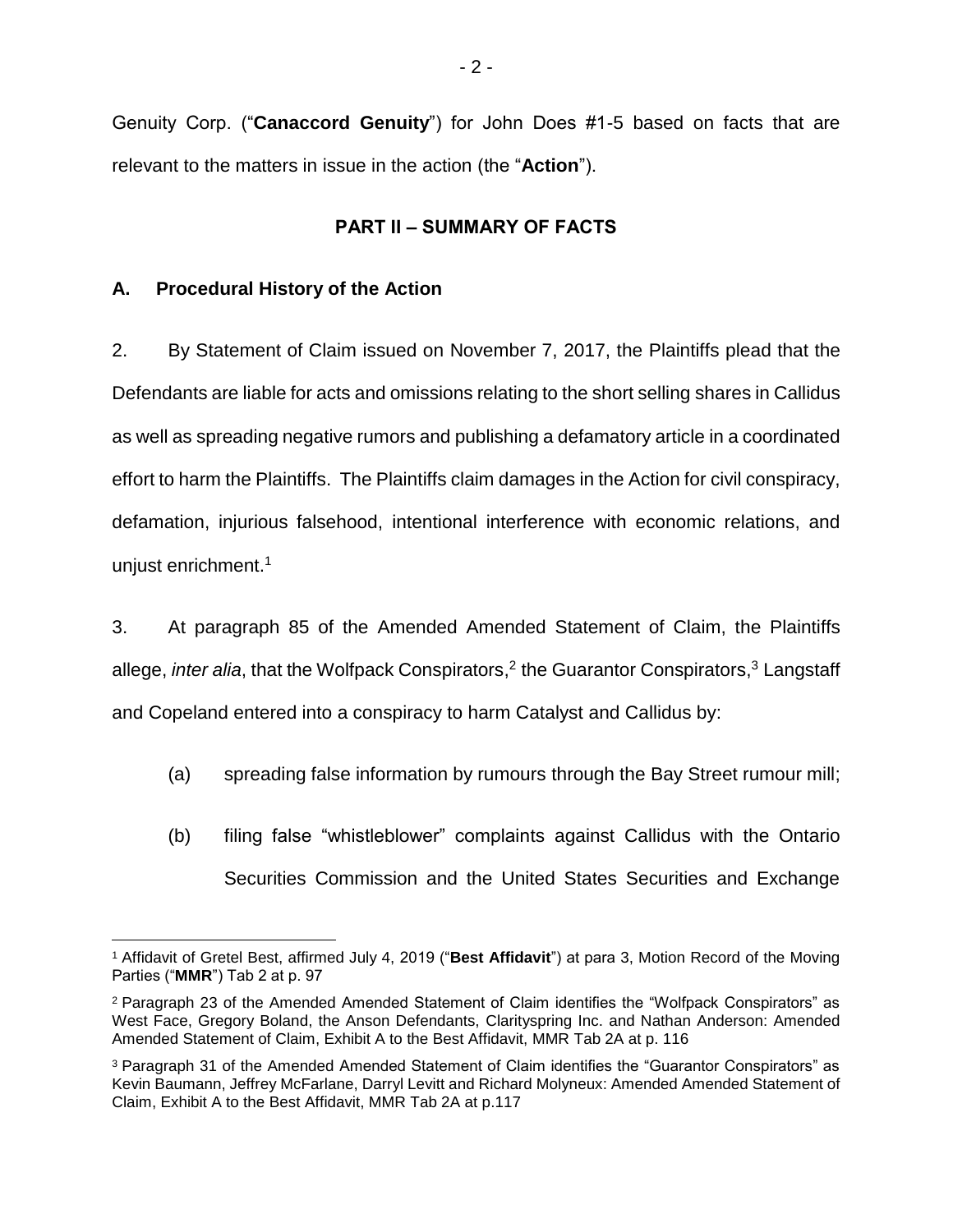Genuity Corp. ("**Canaccord Genuity**") for John Does #1-5 based on facts that are relevant to the matters in issue in the action (the "**Action**").

## PART II – SUMMARY OF FACTS

### A. Procedural History of the Action

2. By Statement of Claim issued on November 7, 2017, the Plaintiffs plead that the Defendants are liable for acts and omissions relating to the short selling shares in Callidus as well as spreading negative rumors and publishing a defamatory article in a coordinated effort to harm the Plaintiffs. The Plaintiffs claim damages in the Action for civil conspiracy, defamation, injurious falsehood, intentional interference with economic relations, and unjust enrichment.[1]

3. At paragraph 85 of the Amended Amended Statement of Claim, the Plaintiffs allege, *inter alia*, that the Wolfpack Conspirators,[2] the Guarantor Conspirators,[3] Langstaff and Copeland entered into a conspiracy to harm Catalyst and Callidus by:

(a) spreading false information by rumours through the Bay Street rumour mill;

(b) filing false "whistleblower" complaints against Callidus with the Ontario Securities Commission and the United States Securities and Exchange

---

[1] Affidavit of Gretel Best, affirmed July 4, 2019 ("**Best Affidavit**") at para 3, Motion Record of the Moving Parties ("**MMR**") Tab 2 at p. 97

[2] Paragraph 23 of the Amended Amended Statement of Claim identifies the "Wolfpack Conspirators" as West Face, Gregory Boland, the Anson Defendants, Clarityspring Inc. and Nathan Anderson: Amended Amended Statement of Claim, Exhibit A to the Best Affidavit, MMR Tab 2A at p. 116

[3] Paragraph 31 of the Amended Amended Statement of Claim identifies the "Guarantor Conspirators" as Kevin Baumann, Jeffrey McFarlane, Darryl Levitt and Richard Molyneux: Amended Amended Statement of Claim, Exhibit A to the Best Affidavit, MMR Tab 2A at p.117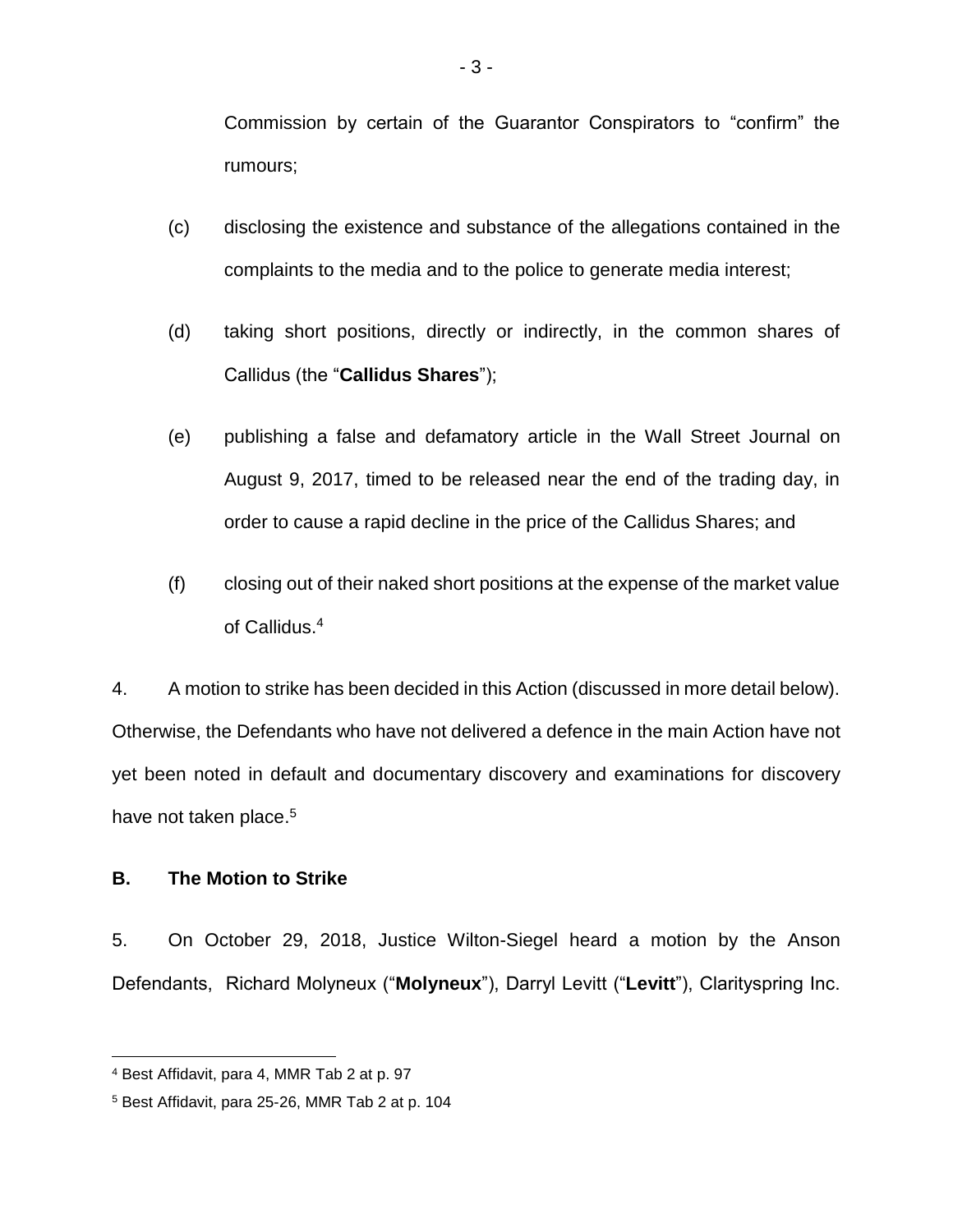Commission by certain of the Guarantor Conspirators to "confirm" the rumours;

(c) disclosing the existence and substance of the allegations contained in the complaints to the media and to the police to generate media interest;

(d) taking short positions, directly or indirectly, in the common shares of Callidus (the "**Callidus Shares**");

(e) publishing a false and defamatory article in the Wall Street Journal on August 9, 2017, timed to be released near the end of the trading day, in order to cause a rapid decline in the price of the Callidus Shares; and

(f) closing out of their naked short positions at the expense of the market value of Callidus.[4]

4. A motion to strike has been decided in this Action (discussed in more detail below). Otherwise, the Defendants who have not delivered a defence in the main Action have not yet been noted in default and documentary discovery and examinations for discovery have not taken place.[5]

## B. The Motion to Strike

5. On October 29, 2018, Justice Wilton-Siegel heard a motion by the Anson Defendants, Richard Molyneux ("**Molyneux**"), Darryl Levitt ("**Levitt**"), Clarityspring Inc.

---

[4] Best Affidavit, para 4, MMR Tab 2 at p. 97

[5] Best Affidavit, para 25-26, MMR Tab 2 at p. 104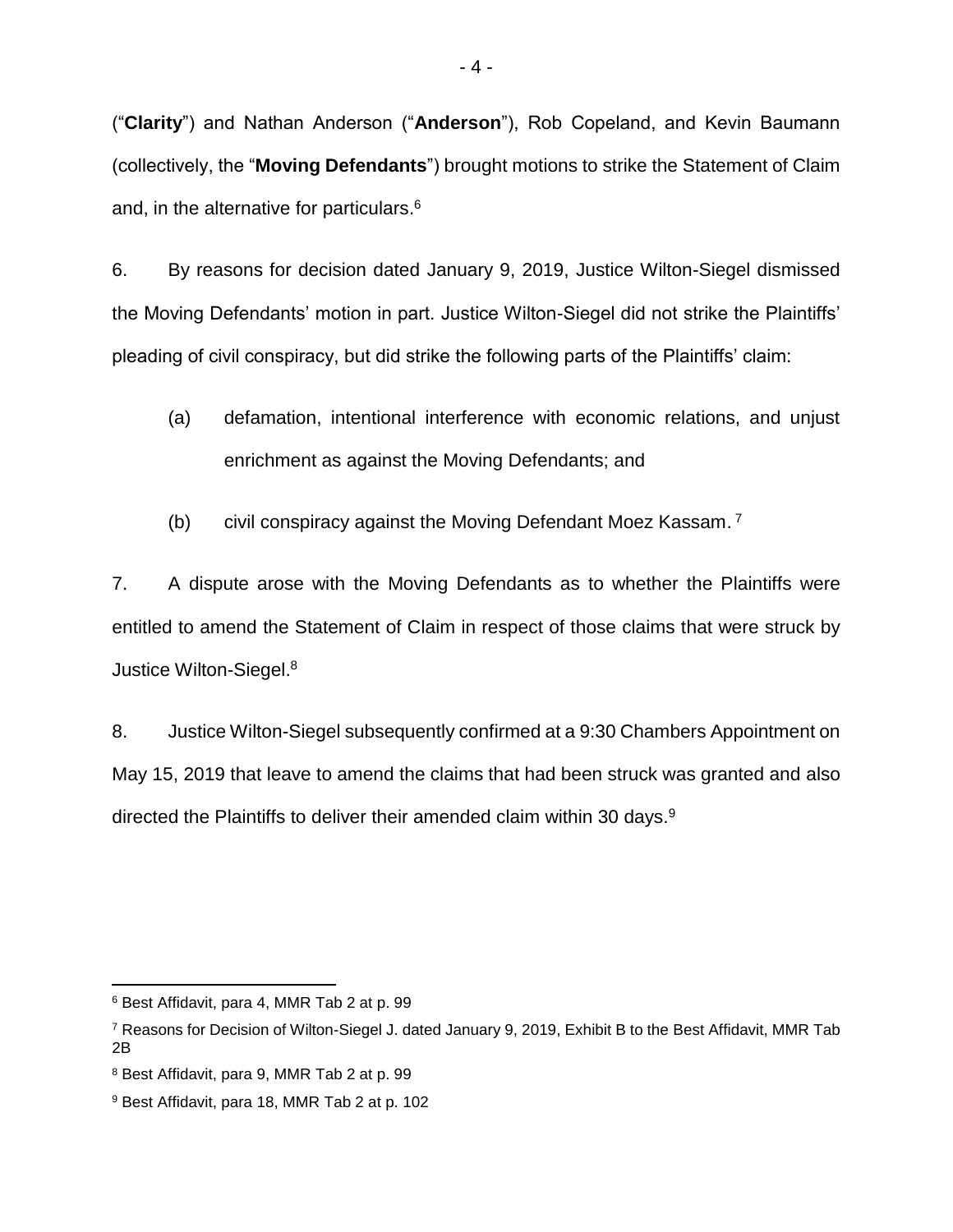("**Clarity**") and Nathan Anderson ("**Anderson**"), Rob Copeland, and Kevin Baumann (collectively, the "**Moving Defendants**") brought motions to strike the Statement of Claim and, in the alternative for particulars.[6]

6. By reasons for decision dated January 9, 2019, Justice Wilton-Siegel dismissed the Moving Defendants' motion in part. Justice Wilton-Siegel did not strike the Plaintiffs' pleading of civil conspiracy, but did strike the following parts of the Plaintiffs' claim:

   (a) defamation, intentional interference with economic relations, and unjust enrichment as against the Moving Defendants; and

   (b) civil conspiracy against the Moving Defendant Moez Kassam.[7]

7. A dispute arose with the Moving Defendants as to whether the Plaintiffs were entitled to amend the Statement of Claim in respect of those claims that were struck by Justice Wilton-Siegel.[8]

8. Justice Wilton-Siegel subsequently confirmed at a 9:30 Chambers Appointment on May 15, 2019 that leave to amend the claims that had been struck was granted and also directed the Plaintiffs to deliver their amended claim within 30 days.[9]

---

[6] Best Affidavit, para 4, MMR Tab 2 at p. 99

[7] Reasons for Decision of Wilton-Siegel J. dated January 9, 2019, Exhibit B to the Best Affidavit, MMR Tab 2B

[8] Best Affidavit, para 9, MMR Tab 2 at p. 99

[9] Best Affidavit, para 18, MMR Tab 2 at p. 102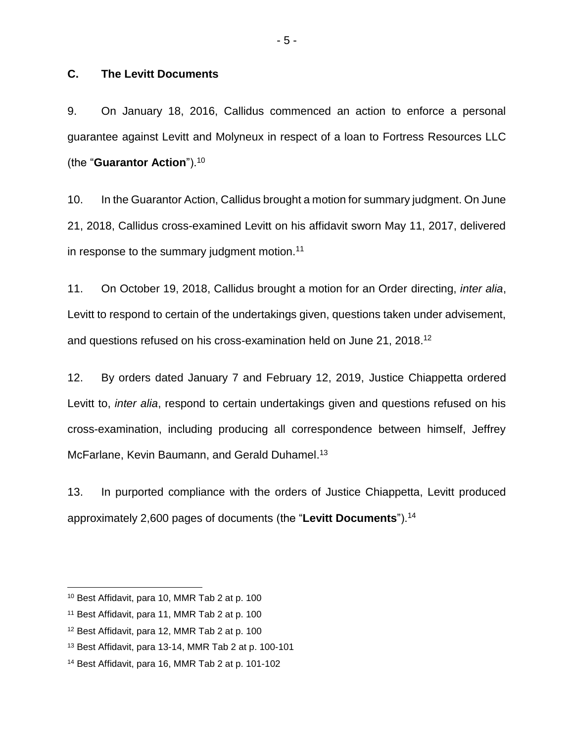### C. The Levitt Documents

9. On January 18, 2016, Callidus commenced an action to enforce a personal guarantee against Levitt and Molyneux in respect of a loan to Fortress Resources LLC (the "**Guarantor Action**").[10]

10. In the Guarantor Action, Callidus brought a motion for summary judgment. On June 21, 2018, Callidus cross-examined Levitt on his affidavit sworn May 11, 2017, delivered in response to the summary judgment motion.[11]

11. On October 19, 2018, Callidus brought a motion for an Order directing, *inter alia*, Levitt to respond to certain of the undertakings given, questions taken under advisement, and questions refused on his cross-examination held on June 21, 2018.[12]

12. By orders dated January 7 and February 12, 2019, Justice Chiappetta ordered Levitt to, *inter alia*, respond to certain undertakings given and questions refused on his cross-examination, including producing all correspondence between himself, Jeffrey McFarlane, Kevin Baumann, and Gerald Duhamel.[13]

13. In purported compliance with the orders of Justice Chiappetta, Levitt produced approximately 2,600 pages of documents (the "**Levitt Documents**").[14]

---

[10] Best Affidavit, para 10, MMR Tab 2 at p. 100

[11] Best Affidavit, para 11, MMR Tab 2 at p. 100

[12] Best Affidavit, para 12, MMR Tab 2 at p. 100

[13] Best Affidavit, para 13-14, MMR Tab 2 at p. 100-101

[14] Best Affidavit, para 16, MMR Tab 2 at p. 101-102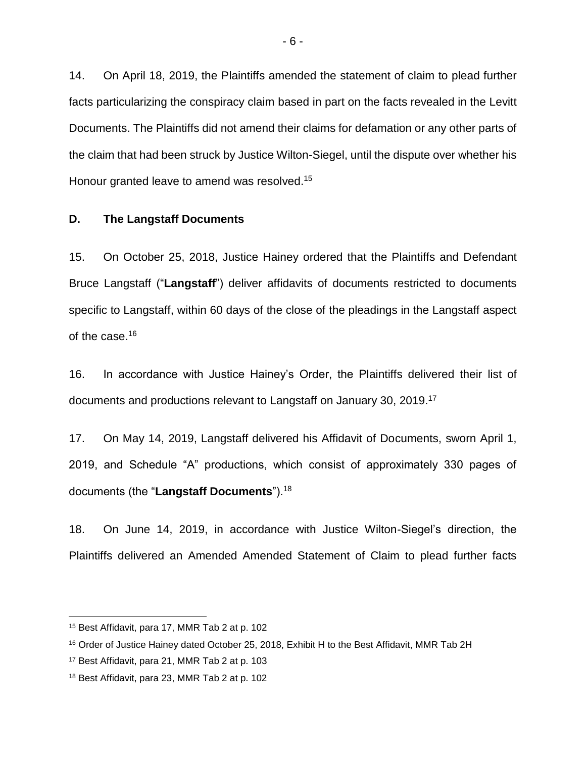14. On April 18, 2019, the Plaintiffs amended the statement of claim to plead further facts particularizing the conspiracy claim based in part on the facts revealed in the Levitt Documents. The Plaintiffs did not amend their claims for defamation or any other parts of the claim that had been struck by Justice Wilton-Siegel, until the dispute over whether his Honour granted leave to amend was resolved.[15]

### D. The Langstaff Documents

15. On October 25, 2018, Justice Hainey ordered that the Plaintiffs and Defendant Bruce Langstaff ("**Langstaff**") deliver affidavits of documents restricted to documents specific to Langstaff, within 60 days of the close of the pleadings in the Langstaff aspect of the case.[16]

16. In accordance with Justice Hainey's Order, the Plaintiffs delivered their list of documents and productions relevant to Langstaff on January 30, 2019.[17]

17. On May 14, 2019, Langstaff delivered his Affidavit of Documents, sworn April 1, 2019, and Schedule "A" productions, which consist of approximately 330 pages of documents (the "**Langstaff Documents**").[18]

18. On June 14, 2019, in accordance with Justice Wilton-Siegel's direction, the Plaintiffs delivered an Amended Amended Statement of Claim to plead further facts

---

[15] Best Affidavit, para 17, MMR Tab 2 at p. 102

[16] Order of Justice Hainey dated October 25, 2018, Exhibit H to the Best Affidavit, MMR Tab 2H

[17] Best Affidavit, para 21, MMR Tab 2 at p. 103

[18] Best Affidavit, para 23, MMR Tab 2 at p. 102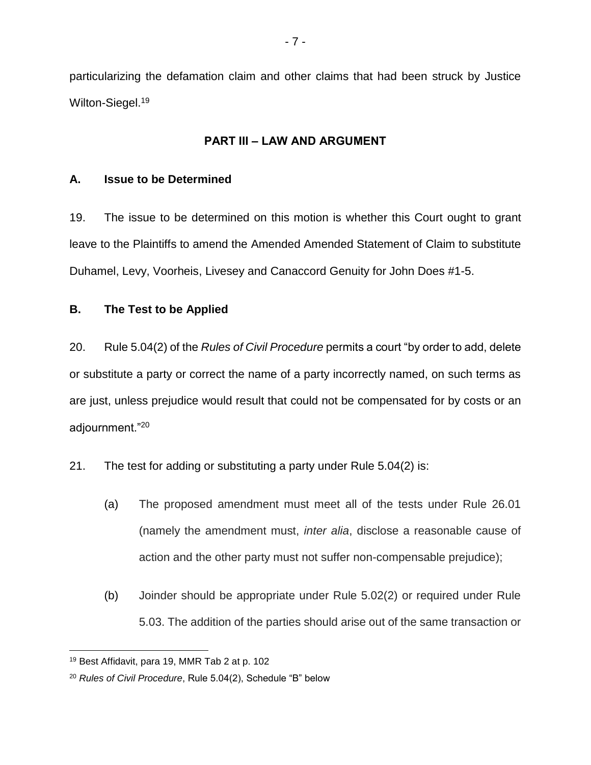particularizing the defamation claim and other claims that had been struck by Justice Wilton-Siegel.[19]

## PART III – LAW AND ARGUMENT

### A. Issue to be Determined

19. The issue to be determined on this motion is whether this Court ought to grant leave to the Plaintiffs to amend the Amended Amended Statement of Claim to substitute Duhamel, Levy, Voorheis, Livesey and Canaccord Genuity for John Does #1-5.

### B. The Test to be Applied

20. Rule 5.04(2) of the *Rules of Civil Procedure* permits a court "by order to add, delete or substitute a party or correct the name of a party incorrectly named, on such terms as are just, unless prejudice would result that could not be compensated for by costs or an adjournment."[20]

21. The test for adding or substituting a party under Rule 5.04(2) is:

(a) The proposed amendment must meet all of the tests under Rule 26.01 (namely the amendment must, *inter alia*, disclose a reasonable cause of action and the other party must not suffer non-compensable prejudice);

(b) Joinder should be appropriate under Rule 5.02(2) or required under Rule 5.03. The addition of the parties should arise out of the same transaction or

---

[19] Best Affidavit, para 19, MMR Tab 2 at p. 102

[20] *Rules of Civil Procedure*, Rule 5.04(2), Schedule "B" below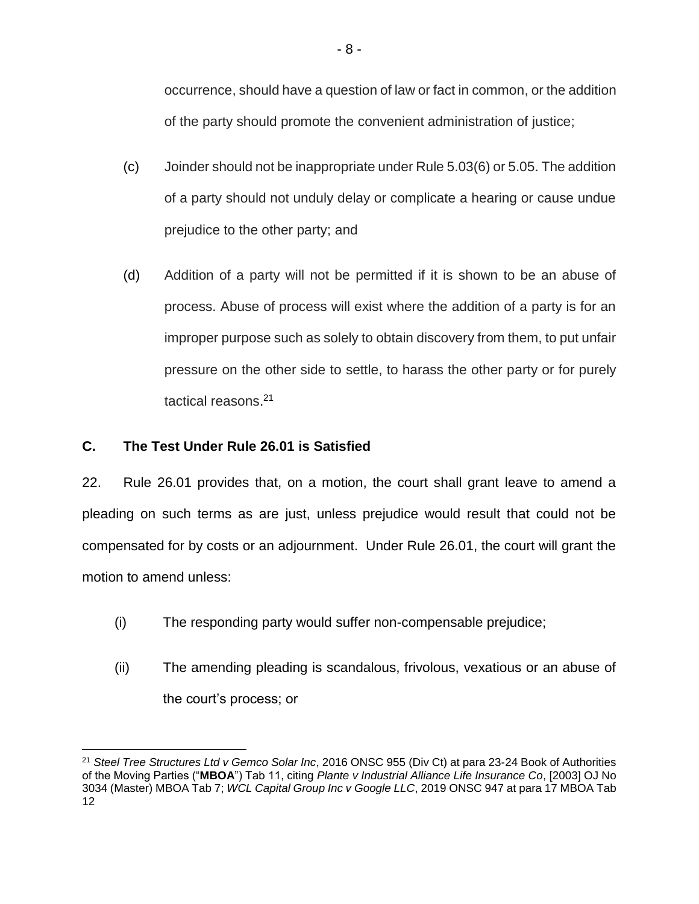occurrence, should have a question of law or fact in common, or the addition of the party should promote the convenient administration of justice;

(c) Joinder should not be inappropriate under Rule 5.03(6) or 5.05. The addition of a party should not unduly delay or complicate a hearing or cause undue prejudice to the other party; and

(d) Addition of a party will not be permitted if it is shown to be an abuse of process. Abuse of process will exist where the addition of a party is for an improper purpose such as solely to obtain discovery from them, to put unfair pressure on the other side to settle, to harass the other party or for purely tactical reasons.[21]

## C. The Test Under Rule 26.01 is Satisfied

22. Rule 26.01 provides that, on a motion, the court shall grant leave to amend a pleading on such terms as are just, unless prejudice would result that could not be compensated for by costs or an adjournment. Under Rule 26.01, the court will grant the motion to amend unless:

(i) The responding party would suffer non-compensable prejudice;

(ii) The amending pleading is scandalous, frivolous, vexatious or an abuse of the court's process; or

---

[21] *Steel Tree Structures Ltd v Gemco Solar Inc*, 2016 ONSC 955 (Div Ct) at para 23-24 Book of Authorities of the Moving Parties ("**MBOA**") Tab 11, citing *Plante v Industrial Alliance Life Insurance Co*, [2003] OJ No 3034 (Master) MBOA Tab 7; *WCL Capital Group Inc v Google LLC*, 2019 ONSC 947 at para 17 MBOA Tab 12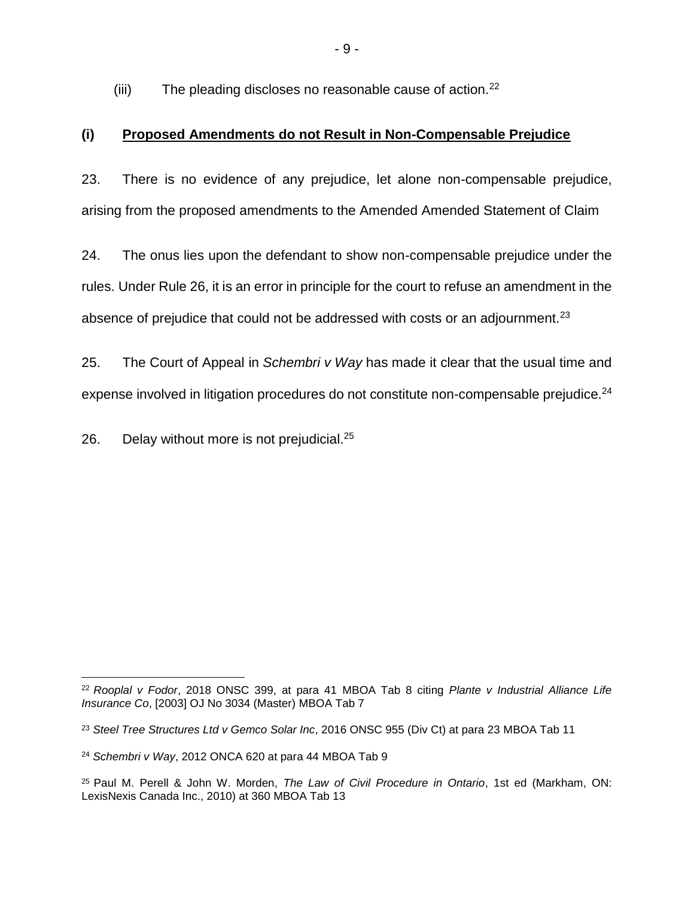(iii) The pleading discloses no reasonable cause of action.[22]

**(i) Proposed Amendments do not Result in Non-Compensable Prejudice**

23. There is no evidence of any prejudice, let alone non-compensable prejudice, arising from the proposed amendments to the Amended Amended Statement of Claim

24. The onus lies upon the defendant to show non-compensable prejudice under the rules. Under Rule 26, it is an error in principle for the court to refuse an amendment in the absence of prejudice that could not be addressed with costs or an adjournment.[23]

25. The Court of Appeal in *Schembri v Way* has made it clear that the usual time and expense involved in litigation procedures do not constitute non-compensable prejudice.[24]

26. Delay without more is not prejudicial.[25]

---

[22] *Rooplal v Fodor*, 2018 ONSC 399, at para 41 MBOA Tab 8 citing *Plante v Industrial Alliance Life Insurance Co*, [2003] OJ No 3034 (Master) MBOA Tab 7

[23] *Steel Tree Structures Ltd v Gemco Solar Inc*, 2016 ONSC 955 (Div Ct) at para 23 MBOA Tab 11

[24] *Schembri v Way*, 2012 ONCA 620 at para 44 MBOA Tab 9

[25] Paul M. Perell & John W. Morden, *The Law of Civil Procedure in Ontario*, 1st ed (Markham, ON: LexisNexis Canada Inc., 2010) at 360 MBOA Tab 13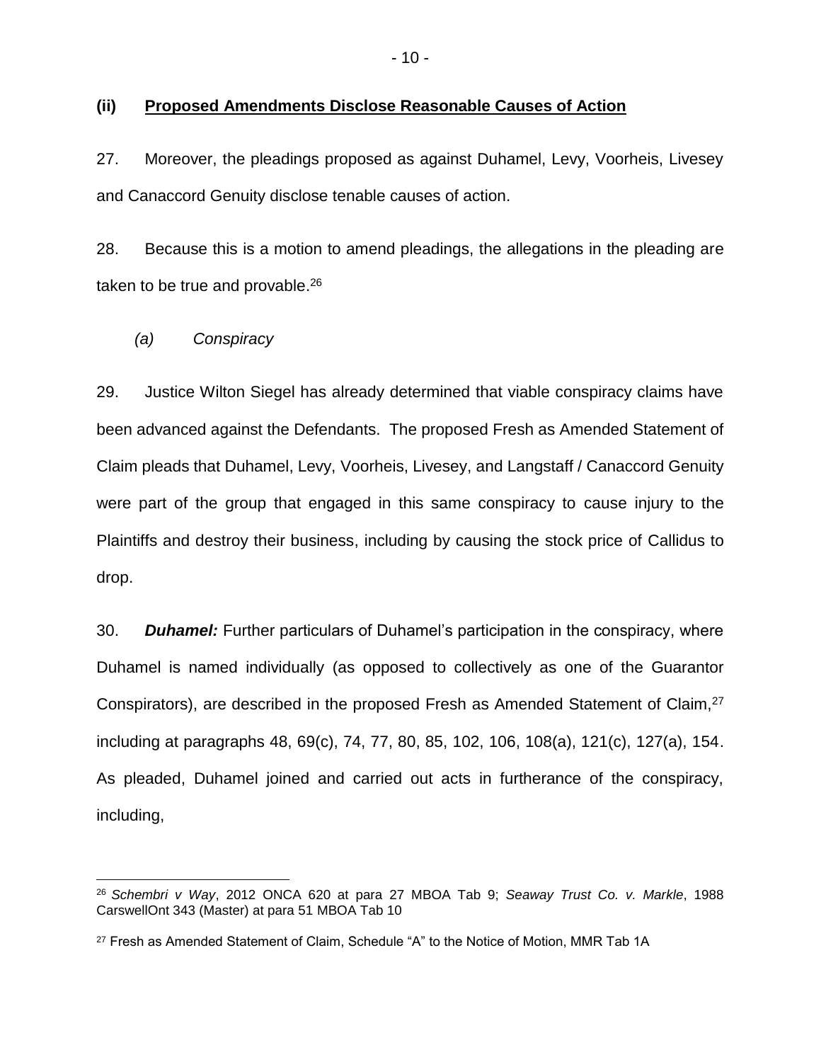### (ii) **Proposed Amendments Disclose Reasonable Causes of Action**

27. Moreover, the pleadings proposed as against Duhamel, Levy, Voorheis, Livesey and Canaccord Genuity disclose tenable causes of action.

28. Because this is a motion to amend pleadings, the allegations in the pleading are taken to be true and provable.[26]

#### *(a) Conspiracy*

29. Justice Wilton Siegel has already determined that viable conspiracy claims have been advanced against the Defendants. The proposed Fresh as Amended Statement of Claim pleads that Duhamel, Levy, Voorheis, Livesey, and Langstaff / Canaccord Genuity were part of the group that engaged in this same conspiracy to cause injury to the Plaintiffs and destroy their business, including by causing the stock price of Callidus to drop.

30. ***Duhamel:*** Further particulars of Duhamel's participation in the conspiracy, where Duhamel is named individually (as opposed to collectively as one of the Guarantor Conspirators), are described in the proposed Fresh as Amended Statement of Claim,[27] including at paragraphs 48, 69(c), 74, 77, 80, 85, 102, 106, 108(a), 121(c), 127(a), 154. As pleaded, Duhamel joined and carried out acts in furtherance of the conspiracy, including,

---

[26] *Schembri v Way*, 2012 ONCA 620 at para 27 MBOA Tab 9; *Seaway Trust Co. v. Markle*, 1988 CarswellOnt 343 (Master) at para 51 MBOA Tab 10

[27] Fresh as Amended Statement of Claim, Schedule "A" to the Notice of Motion, MMR Tab 1A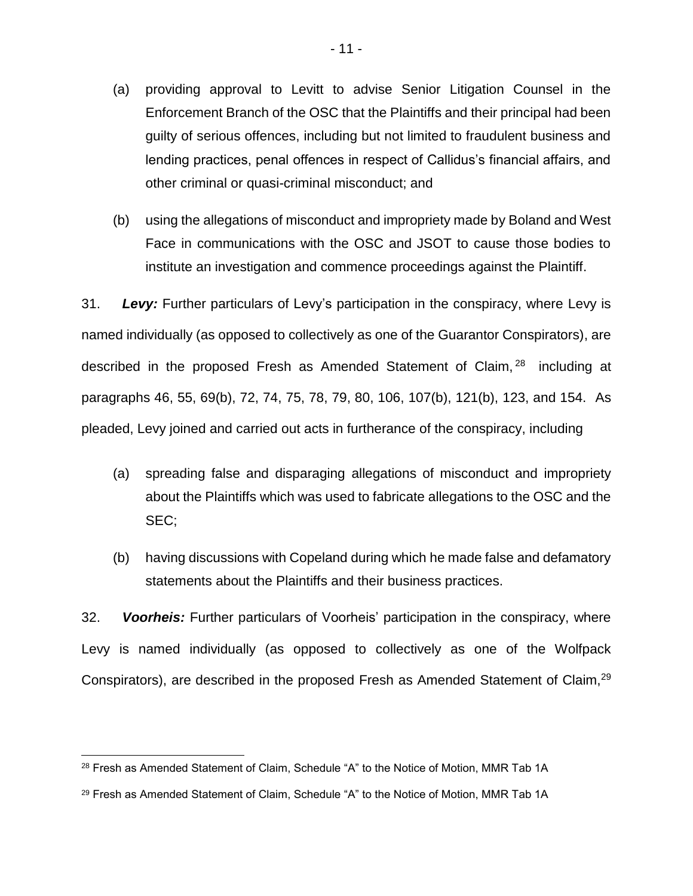(a) providing approval to Levitt to advise Senior Litigation Counsel in the Enforcement Branch of the OSC that the Plaintiffs and their principal had been guilty of serious offences, including but not limited to fraudulent business and lending practices, penal offences in respect of Callidus's financial affairs, and other criminal or quasi-criminal misconduct; and

(b) using the allegations of misconduct and impropriety made by Boland and West Face in communications with the OSC and JSOT to cause those bodies to institute an investigation and commence proceedings against the Plaintiff.

31. ***Levy:*** Further particulars of Levy's participation in the conspiracy, where Levy is named individually (as opposed to collectively as one of the Guarantor Conspirators), are described in the proposed Fresh as Amended Statement of Claim,[28] including at paragraphs 46, 55, 69(b), 72, 74, 75, 78, 79, 80, 106, 107(b), 121(b), 123, and 154. As pleaded, Levy joined and carried out acts in furtherance of the conspiracy, including

(a) spreading false and disparaging allegations of misconduct and impropriety about the Plaintiffs which was used to fabricate allegations to the OSC and the SEC;

(b) having discussions with Copeland during which he made false and defamatory statements about the Plaintiffs and their business practices.

32. ***Voorheis:*** Further particulars of Voorheis' participation in the conspiracy, where Levy is named individually (as opposed to collectively as one of the Wolfpack Conspirators), are described in the proposed Fresh as Amended Statement of Claim,[29]

[28] Fresh as Amended Statement of Claim, Schedule "A" to the Notice of Motion, MMR Tab 1A

[29] Fresh as Amended Statement of Claim, Schedule "A" to the Notice of Motion, MMR Tab 1A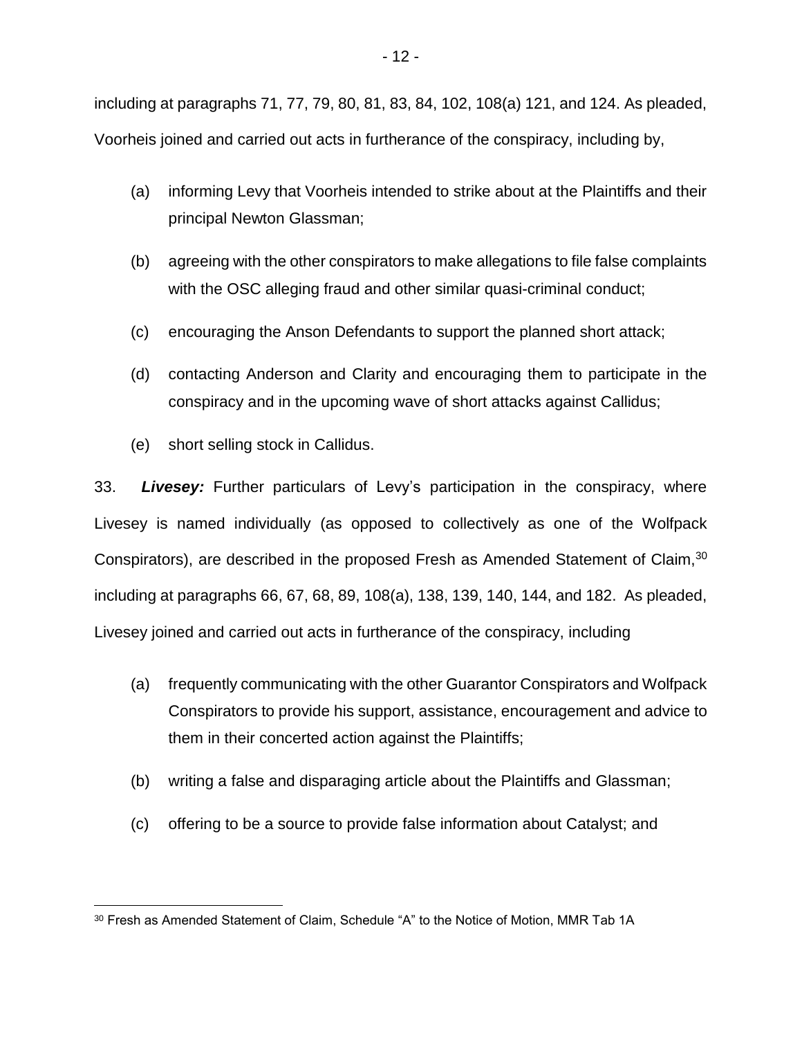including at paragraphs 71, 77, 79, 80, 81, 83, 84, 102, 108(a) 121, and 124. As pleaded, Voorheis joined and carried out acts in furtherance of the conspiracy, including by,

(a) informing Levy that Voorheis intended to strike about at the Plaintiffs and their principal Newton Glassman;

(b) agreeing with the other conspirators to make allegations to file false complaints with the OSC alleging fraud and other similar quasi-criminal conduct;

(c) encouraging the Anson Defendants to support the planned short attack;

(d) contacting Anderson and Clarity and encouraging them to participate in the conspiracy and in the upcoming wave of short attacks against Callidus;

(e) short selling stock in Callidus.

33. ***Livesey:*** Further particulars of Levy's participation in the conspiracy, where Livesey is named individually (as opposed to collectively as one of the Wolfpack Conspirators), are described in the proposed Fresh as Amended Statement of Claim,[30] including at paragraphs 66, 67, 68, 89, 108(a), 138, 139, 140, 144, and 182. As pleaded, Livesey joined and carried out acts in furtherance of the conspiracy, including

(a) frequently communicating with the other Guarantor Conspirators and Wolfpack Conspirators to provide his support, assistance, encouragement and advice to them in their concerted action against the Plaintiffs;

(b) writing a false and disparaging article about the Plaintiffs and Glassman;

(c) offering to be a source to provide false information about Catalyst; and

---

[30] Fresh as Amended Statement of Claim, Schedule "A" to the Notice of Motion, MMR Tab 1A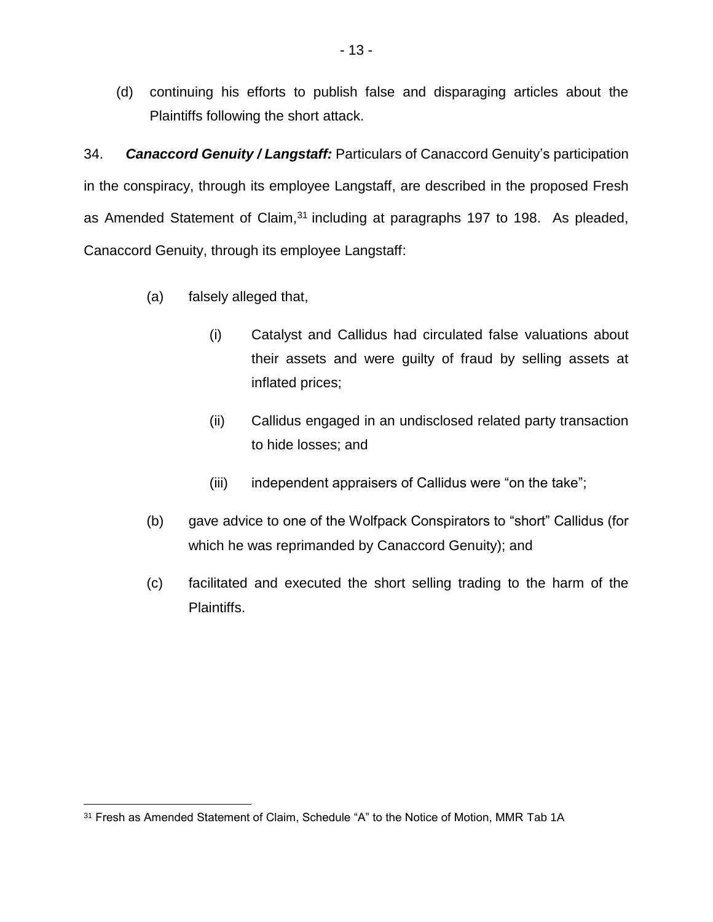(d) continuing his efforts to publish false and disparaging articles about the Plaintiffs following the short attack.

34. ***Canaccord Genuity / Langstaff:*** Particulars of Canaccord Genuity's participation in the conspiracy, through its employee Langstaff, are described in the proposed Fresh as Amended Statement of Claim,[31] including at paragraphs 197 to 198. As pleaded, Canaccord Genuity, through its employee Langstaff:

(a) falsely alleged that,

(i) Catalyst and Callidus had circulated false valuations about their assets and were guilty of fraud by selling assets at inflated prices;

(ii) Callidus engaged in an undisclosed related party transaction to hide losses; and

(iii) independent appraisers of Callidus were "on the take";

(b) gave advice to one of the Wolfpack Conspirators to "short" Callidus (for which he was reprimanded by Canaccord Genuity); and

(c) facilitated and executed the short selling trading to the harm of the Plaintiffs.

---

[31] Fresh as Amended Statement of Claim, Schedule "A" to the Notice of Motion, MMR Tab 1A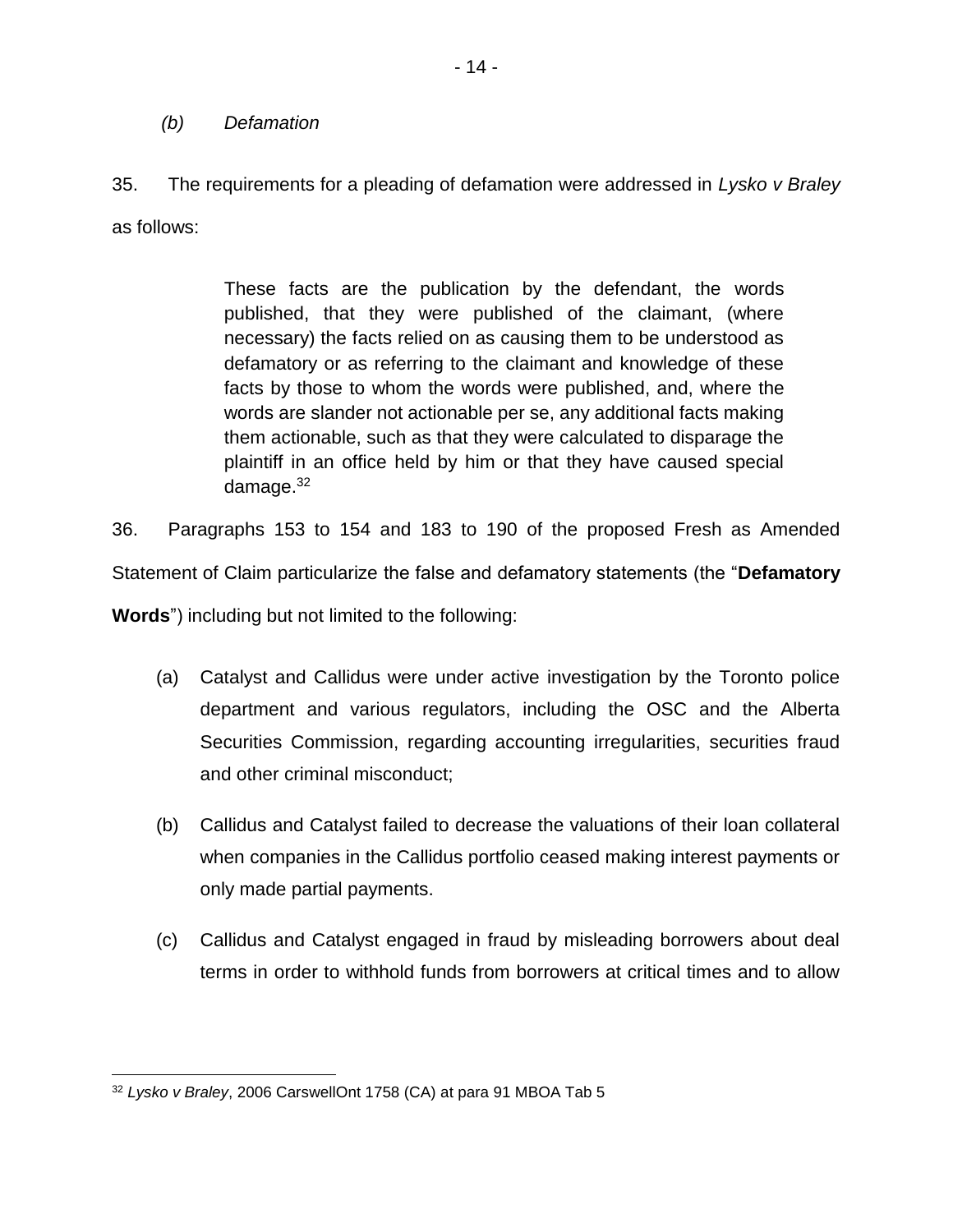### *(b) Defamation*

35. The requirements for a pleading of defamation were addressed in *Lysko v Braley* as follows:

> These facts are the publication by the defendant, the words published, that they were published of the claimant, (where necessary) the facts relied on as causing them to be understood as defamatory or as referring to the claimant and knowledge of these facts by those to whom the words were published, and, where the words are slander not actionable per se, any additional facts making them actionable, such as that they were calculated to disparage the plaintiff in an office held by him or that they have caused special damage.[32]

36. Paragraphs 153 to 154 and 183 to 190 of the proposed Fresh as Amended Statement of Claim particularize the false and defamatory statements (the "**Defamatory Words**") including but not limited to the following:

(a) Catalyst and Callidus were under active investigation by the Toronto police department and various regulators, including the OSC and the Alberta Securities Commission, regarding accounting irregularities, securities fraud and other criminal misconduct;

(b) Callidus and Catalyst failed to decrease the valuations of their loan collateral when companies in the Callidus portfolio ceased making interest payments or only made partial payments.

(c) Callidus and Catalyst engaged in fraud by misleading borrowers about deal terms in order to withhold funds from borrowers at critical times and to allow

---

[32] *Lysko v Braley*, 2006 CarswellOnt 1758 (CA) at para 91 MBOA Tab 5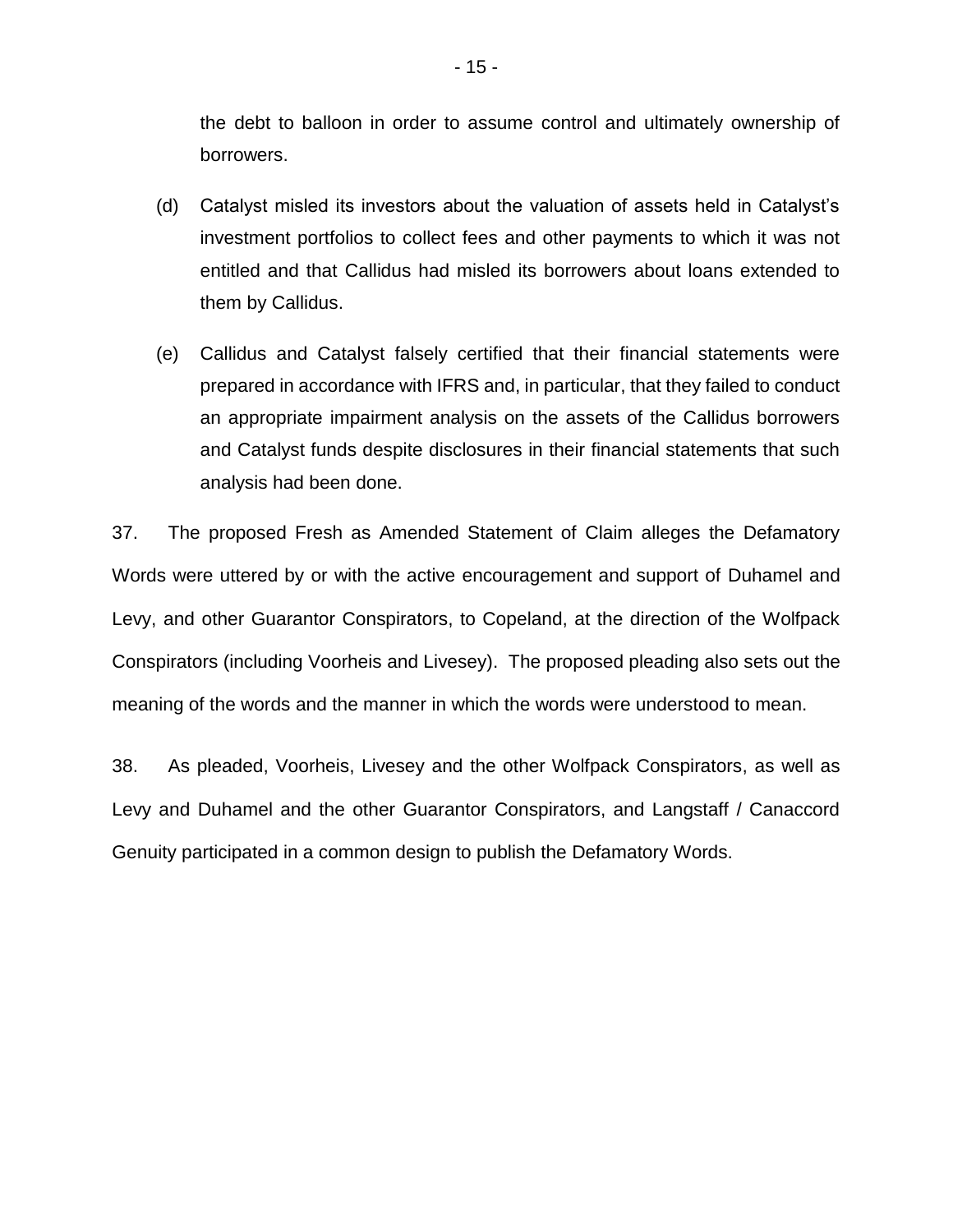the debt to balloon in order to assume control and ultimately ownership of borrowers.

(d) Catalyst misled its investors about the valuation of assets held in Catalyst's investment portfolios to collect fees and other payments to which it was not entitled and that Callidus had misled its borrowers about loans extended to them by Callidus.

(e) Callidus and Catalyst falsely certified that their financial statements were prepared in accordance with IFRS and, in particular, that they failed to conduct an appropriate impairment analysis on the assets of the Callidus borrowers and Catalyst funds despite disclosures in their financial statements that such analysis had been done.

37. The proposed Fresh as Amended Statement of Claim alleges the Defamatory Words were uttered by or with the active encouragement and support of Duhamel and Levy, and other Guarantor Conspirators, to Copeland, at the direction of the Wolfpack Conspirators (including Voorheis and Livesey). The proposed pleading also sets out the meaning of the words and the manner in which the words were understood to mean.

38. As pleaded, Voorheis, Livesey and the other Wolfpack Conspirators, as well as Levy and Duhamel and the other Guarantor Conspirators, and Langstaff / Canaccord Genuity participated in a common design to publish the Defamatory Words.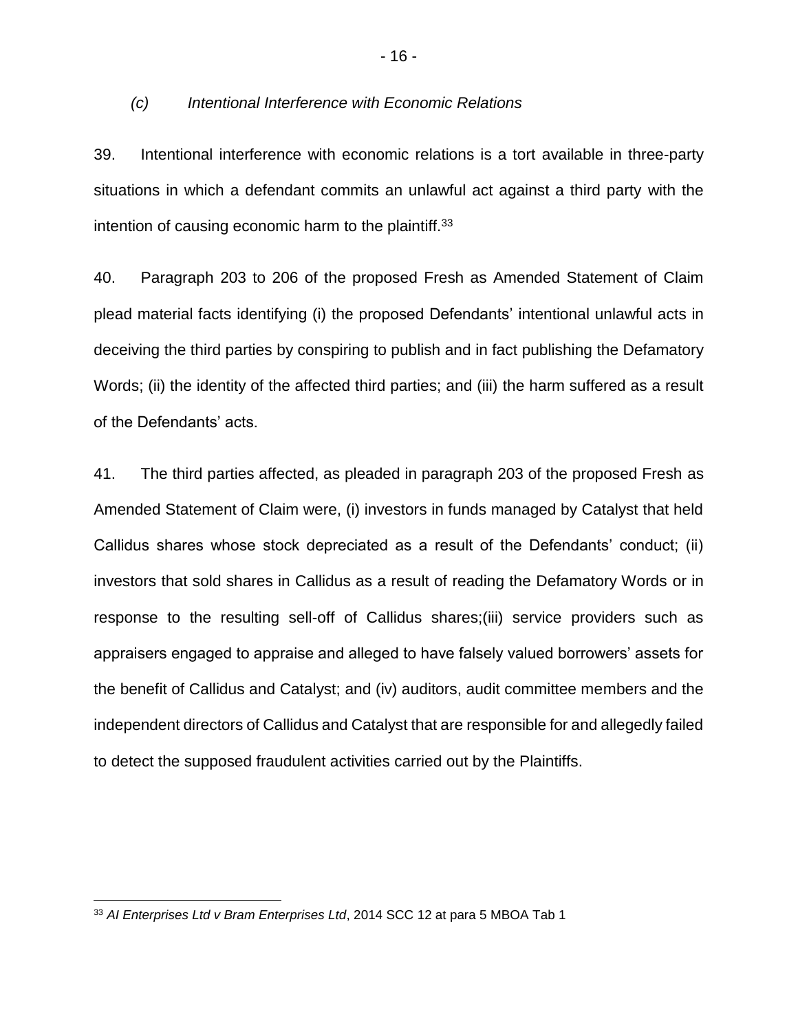### *(c) Intentional Interference with Economic Relations*

39. Intentional interference with economic relations is a tort available in three-party situations in which a defendant commits an unlawful act against a third party with the intention of causing economic harm to the plaintiff.[33]

40. Paragraph 203 to 206 of the proposed Fresh as Amended Statement of Claim plead material facts identifying (i) the proposed Defendants' intentional unlawful acts in deceiving the third parties by conspiring to publish and in fact publishing the Defamatory Words; (ii) the identity of the affected third parties; and (iii) the harm suffered as a result of the Defendants' acts.

41. The third parties affected, as pleaded in paragraph 203 of the proposed Fresh as Amended Statement of Claim were, (i) investors in funds managed by Catalyst that held Callidus shares whose stock depreciated as a result of the Defendants' conduct; (ii) investors that sold shares in Callidus as a result of reading the Defamatory Words or in response to the resulting sell-off of Callidus shares;(iii) service providers such as appraisers engaged to appraise and alleged to have falsely valued borrowers' assets for the benefit of Callidus and Catalyst; and (iv) auditors, audit committee members and the independent directors of Callidus and Catalyst that are responsible for and allegedly failed to detect the supposed fraudulent activities carried out by the Plaintiffs.

---

[33] *AI Enterprises Ltd v Bram Enterprises Ltd*, 2014 SCC 12 at para 5 MBOA Tab 1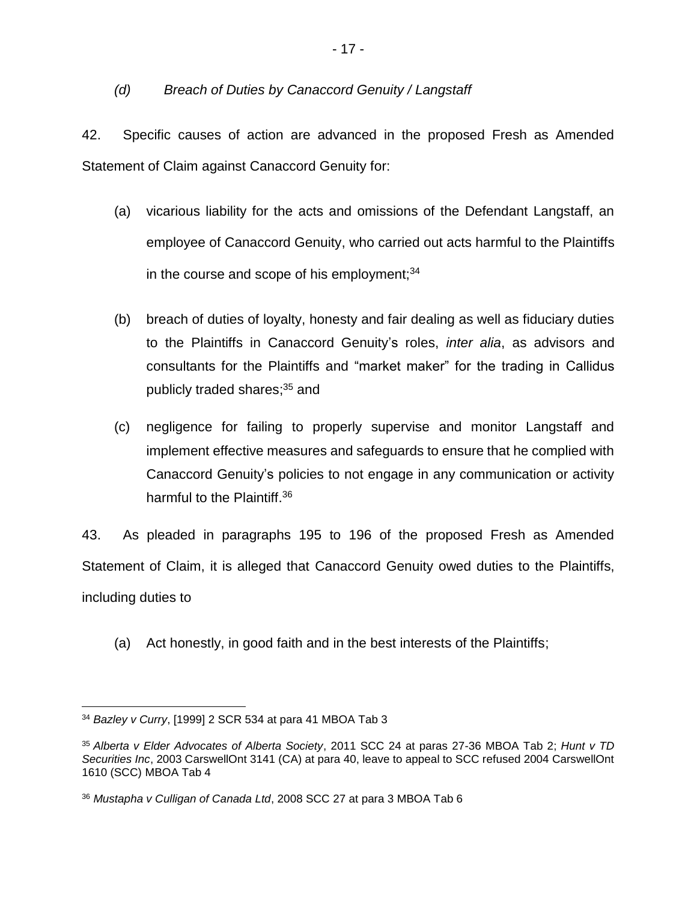*(d) Breach of Duties by Canaccord Genuity / Langstaff*

42. Specific causes of action are advanced in the proposed Fresh as Amended Statement of Claim against Canaccord Genuity for:

(a) vicarious liability for the acts and omissions of the Defendant Langstaff, an employee of Canaccord Genuity, who carried out acts harmful to the Plaintiffs in the course and scope of his employment;[34]

(b) breach of duties of loyalty, honesty and fair dealing as well as fiduciary duties to the Plaintiffs in Canaccord Genuity's roles, *inter alia*, as advisors and consultants for the Plaintiffs and "market maker" for the trading in Callidus publicly traded shares;[35] and

(c) negligence for failing to properly supervise and monitor Langstaff and implement effective measures and safeguards to ensure that he complied with Canaccord Genuity's policies to not engage in any communication or activity harmful to the Plaintiff.[36]

43. As pleaded in paragraphs 195 to 196 of the proposed Fresh as Amended Statement of Claim, it is alleged that Canaccord Genuity owed duties to the Plaintiffs, including duties to

(a) Act honestly, in good faith and in the best interests of the Plaintiffs;

---

[34] *Bazley v Curry*, [1999] 2 SCR 534 at para 41 MBOA Tab 3

[35] *Alberta v Elder Advocates of Alberta Society*, 2011 SCC 24 at paras 27-36 MBOA Tab 2; *Hunt v TD Securities Inc*, 2003 CarswellOnt 3141 (CA) at para 40, leave to appeal to SCC refused 2004 CarswellOnt 1610 (SCC) MBOA Tab 4

[36] *Mustapha v Culligan of Canada Ltd*, 2008 SCC 27 at para 3 MBOA Tab 6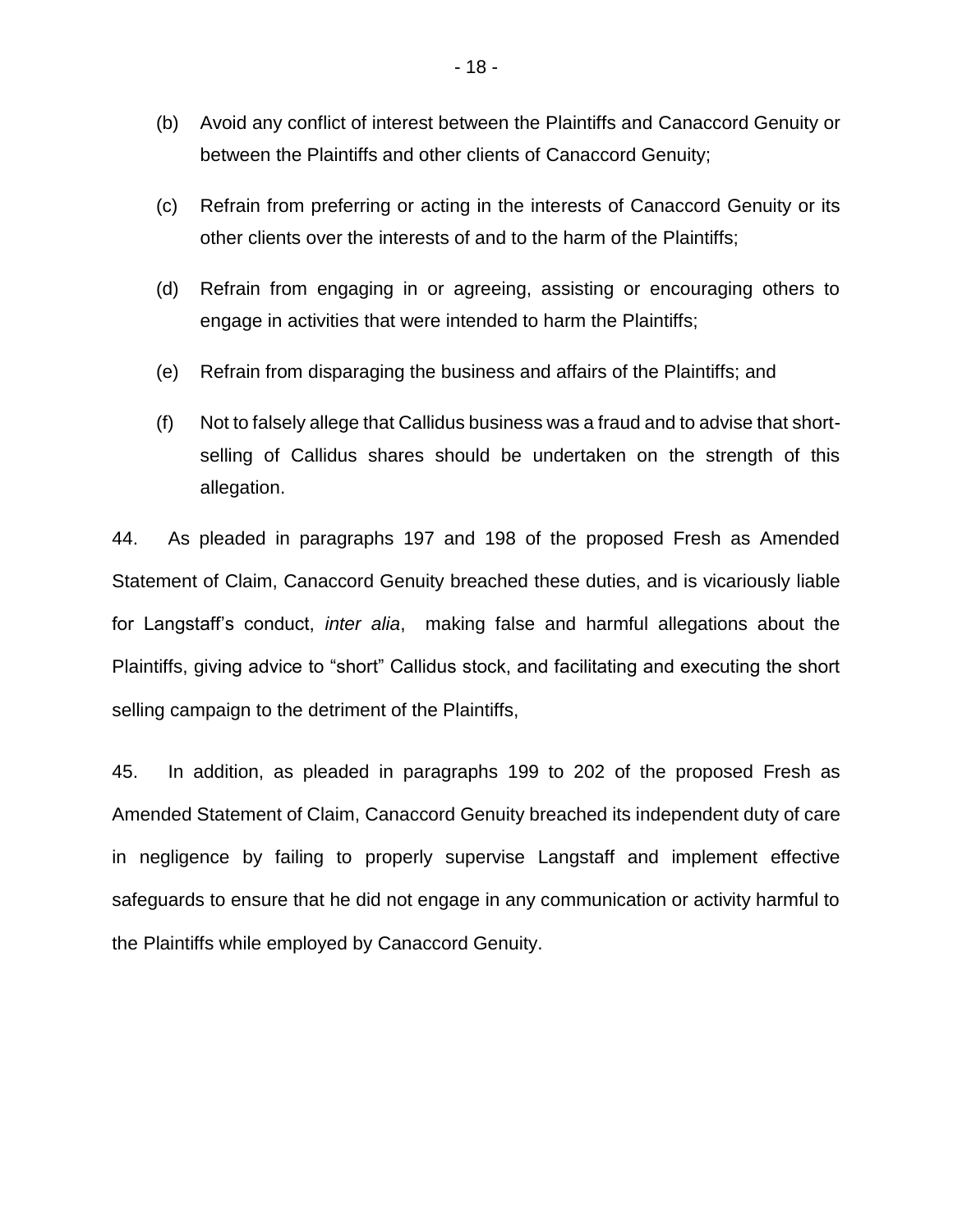(b) Avoid any conflict of interest between the Plaintiffs and Canaccord Genuity or between the Plaintiffs and other clients of Canaccord Genuity;

(c) Refrain from preferring or acting in the interests of Canaccord Genuity or its other clients over the interests of and to the harm of the Plaintiffs;

(d) Refrain from engaging in or agreeing, assisting or encouraging others to engage in activities that were intended to harm the Plaintiffs;

(e) Refrain from disparaging the business and affairs of the Plaintiffs; and

(f) Not to falsely allege that Callidus business was a fraud and to advise that short-selling of Callidus shares should be undertaken on the strength of this allegation.

44. As pleaded in paragraphs 197 and 198 of the proposed Fresh as Amended Statement of Claim, Canaccord Genuity breached these duties, and is vicariously liable for Langstaff's conduct, *inter alia*, making false and harmful allegations about the Plaintiffs, giving advice to "short" Callidus stock, and facilitating and executing the short selling campaign to the detriment of the Plaintiffs,

45. In addition, as pleaded in paragraphs 199 to 202 of the proposed Fresh as Amended Statement of Claim, Canaccord Genuity breached its independent duty of care in negligence by failing to properly supervise Langstaff and implement effective safeguards to ensure that he did not engage in any communication or activity harmful to the Plaintiffs while employed by Canaccord Genuity.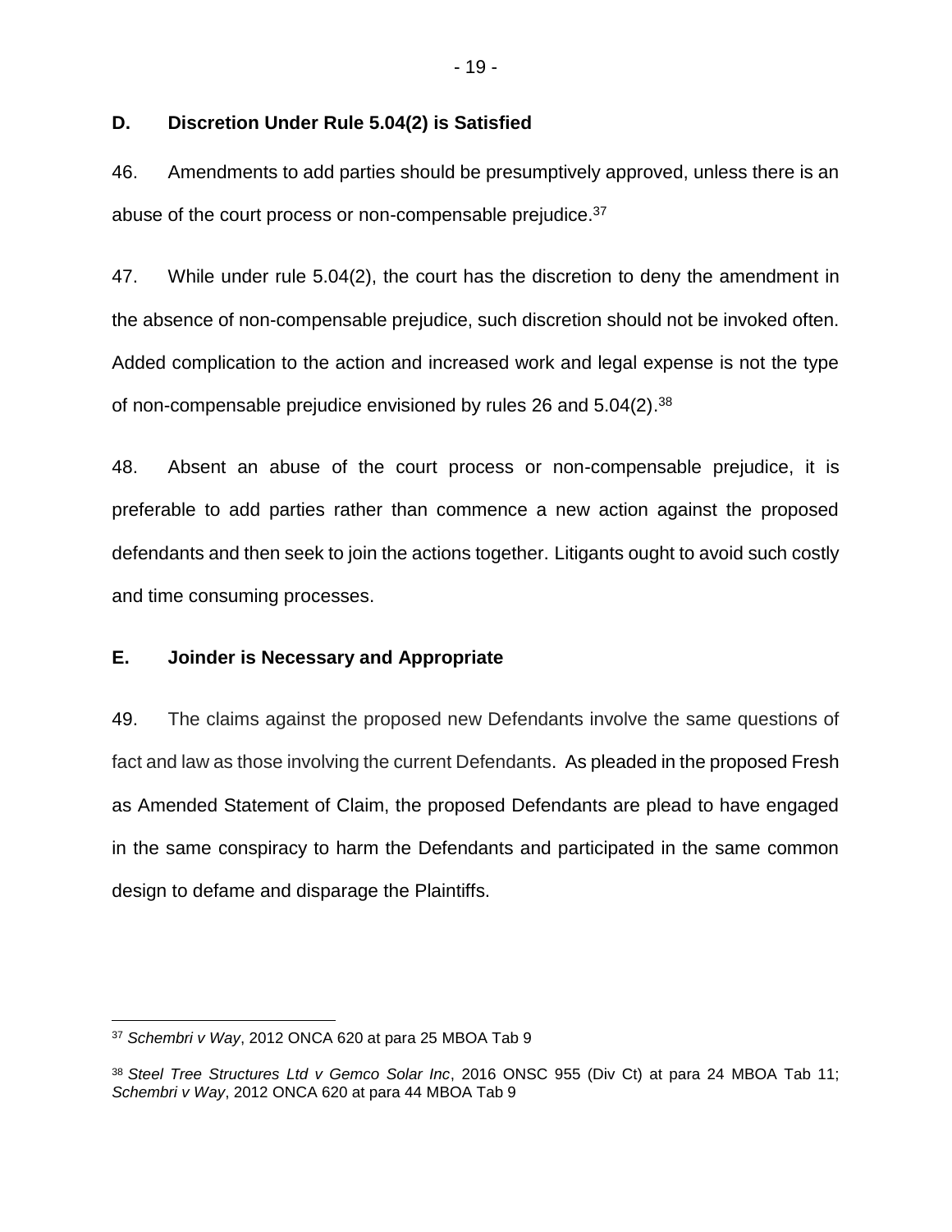### D. Discretion Under Rule 5.04(2) is Satisfied

46. Amendments to add parties should be presumptively approved, unless there is an abuse of the court process or non-compensable prejudice.[37]

47. While under rule 5.04(2), the court has the discretion to deny the amendment in the absence of non-compensable prejudice, such discretion should not be invoked often. Added complication to the action and increased work and legal expense is not the type of non-compensable prejudice envisioned by rules 26 and 5.04(2).[38]

48. Absent an abuse of the court process or non-compensable prejudice, it is preferable to add parties rather than commence a new action against the proposed defendants and then seek to join the actions together. Litigants ought to avoid such costly and time consuming processes.

### E. Joinder is Necessary and Appropriate

49. The claims against the proposed new Defendants involve the same questions of fact and law as those involving the current Defendants. As pleaded in the proposed Fresh as Amended Statement of Claim, the proposed Defendants are plead to have engaged in the same conspiracy to harm the Defendants and participated in the same common design to defame and disparage the Plaintiffs.

---

[37] *Schembri v Way*, 2012 ONCA 620 at para 25 MBOA Tab 9

[38] *Steel Tree Structures Ltd v Gemco Solar Inc*, 2016 ONSC 955 (Div Ct) at para 24 MBOA Tab 11; *Schembri v Way*, 2012 ONCA 620 at para 44 MBOA Tab 9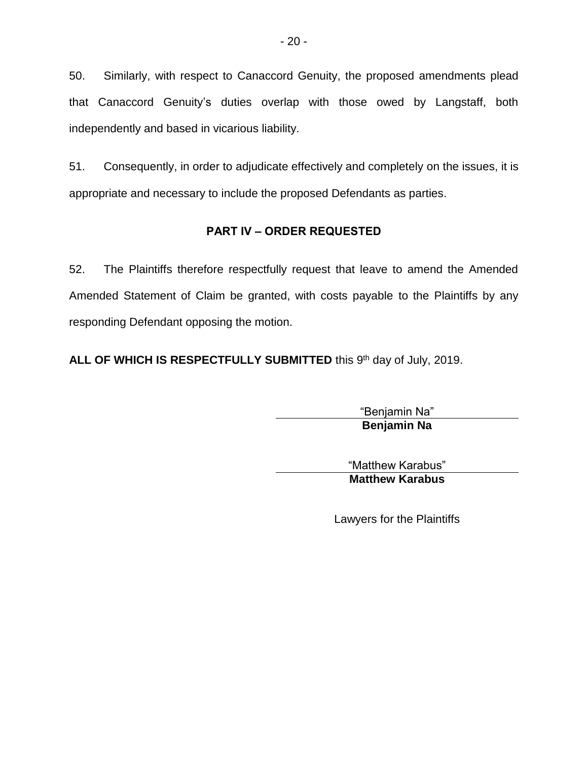50. Similarly, with respect to Canaccord Genuity, the proposed amendments plead that Canaccord Genuity's duties overlap with those owed by Langstaff, both independently and based in vicarious liability.

51. Consequently, in order to adjudicate effectively and completely on the issues, it is appropriate and necessary to include the proposed Defendants as parties.

## PART IV – ORDER REQUESTED

52. The Plaintiffs therefore respectfully request that leave to amend the Amended Amended Statement of Claim be granted, with costs payable to the Plaintiffs by any responding Defendant opposing the motion.

**ALL OF WHICH IS RESPECTFULLY SUBMITTED** this 9th day of July, 2019.

"Benjamin Na"
**Benjamin Na**

"Matthew Karabus"
**Matthew Karabus**

Lawyers for the Plaintiffs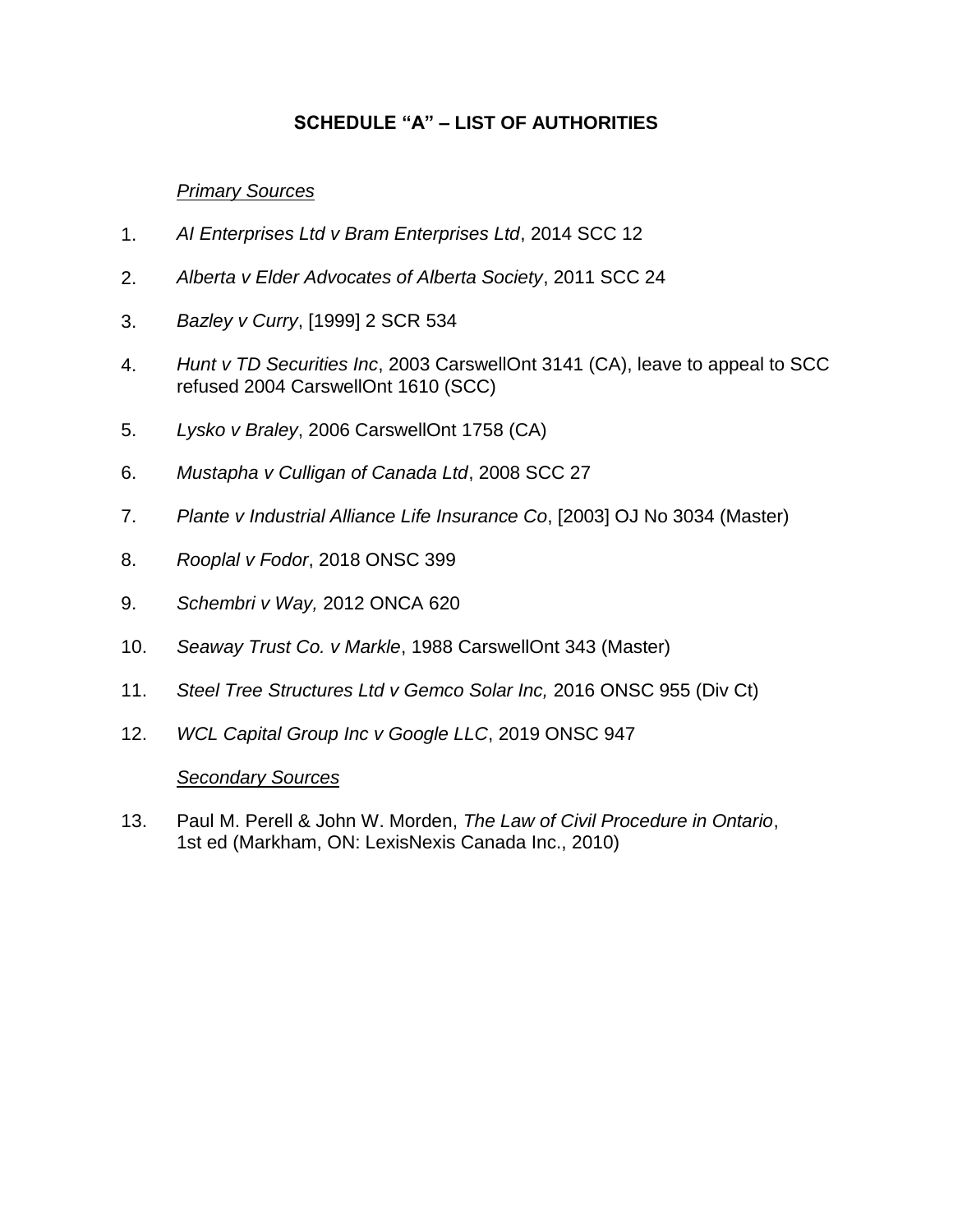# SCHEDULE "A" – LIST OF AUTHORITIES

*Primary Sources*

1. *AI Enterprises Ltd v Bram Enterprises Ltd*, 2014 SCC 12
2. *Alberta v Elder Advocates of Alberta Society*, 2011 SCC 24
3. *Bazley v Curry*, [1999] 2 SCR 534
4. *Hunt v TD Securities Inc*, 2003 CarswellOnt 3141 (CA), leave to appeal to SCC refused 2004 CarswellOnt 1610 (SCC)
5. *Lysko v Braley*, 2006 CarswellOnt 1758 (CA)
6. *Mustapha v Culligan of Canada Ltd*, 2008 SCC 27
7. *Plante v Industrial Alliance Life Insurance Co*, [2003] OJ No 3034 (Master)
8. *Rooplal v Fodor*, 2018 ONSC 399
9. *Schembri v Way,* 2012 ONCA 620
10. *Seaway Trust Co. v Markle*, 1988 CarswellOnt 343 (Master)
11. *Steel Tree Structures Ltd v Gemco Solar Inc,* 2016 ONSC 955 (Div Ct)
12. *WCL Capital Group Inc v Google LLC*, 2019 ONSC 947

*Secondary Sources*

13. Paul M. Perell & John W. Morden, *The Law of Civil Procedure in Ontario*, 1st ed (Markham, ON: LexisNexis Canada Inc., 2010)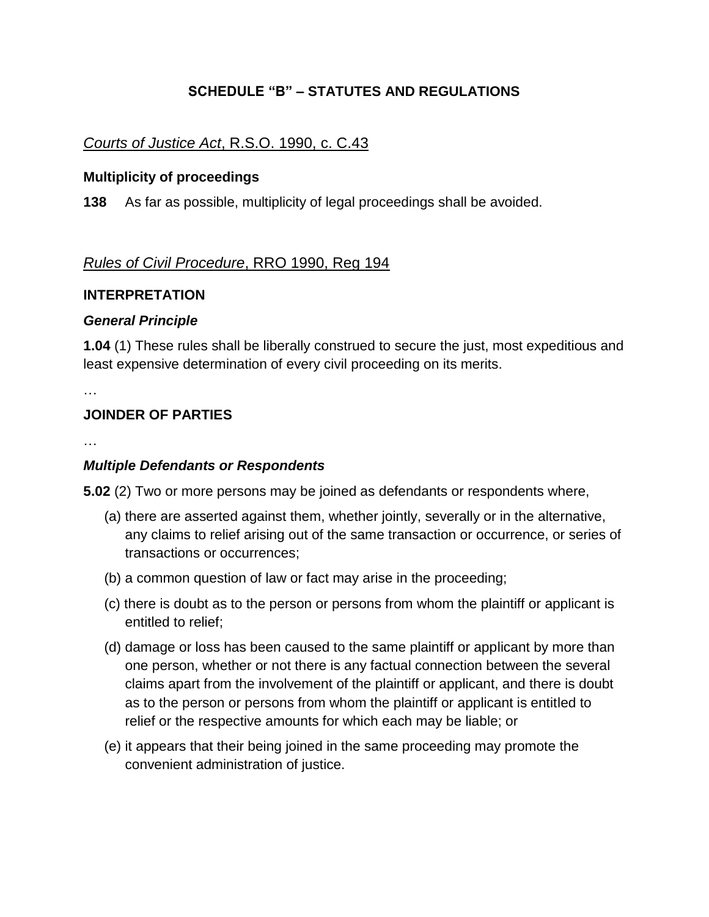## SCHEDULE "B" – STATUTES AND REGULATIONS

*Courts of Justice Act*, R.S.O. 1990, c. C.43

**Multiplicity of proceedings**

**138** As far as possible, multiplicity of legal proceedings shall be avoided.

*Rules of Civil Procedure*, RRO 1990, Reg 194

**INTERPRETATION**

***General Principle***

**1.04** (1) These rules shall be liberally construed to secure the just, most expeditious and least expensive determination of every civil proceeding on its merits.

…

**JOINDER OF PARTIES**

…

***Multiple Defendants or Respondents***

**5.02** (2) Two or more persons may be joined as defendants or respondents where,

(a) there are asserted against them, whether jointly, severally or in the alternative, any claims to relief arising out of the same transaction or occurrence, or series of transactions or occurrences;

(b) a common question of law or fact may arise in the proceeding;

(c) there is doubt as to the person or persons from whom the plaintiff or applicant is entitled to relief;

(d) damage or loss has been caused to the same plaintiff or applicant by more than one person, whether or not there is any factual connection between the several claims apart from the involvement of the plaintiff or applicant, and there is doubt as to the person or persons from whom the plaintiff or applicant is entitled to relief or the respective amounts for which each may be liable; or

(e) it appears that their being joined in the same proceeding may promote the convenient administration of justice.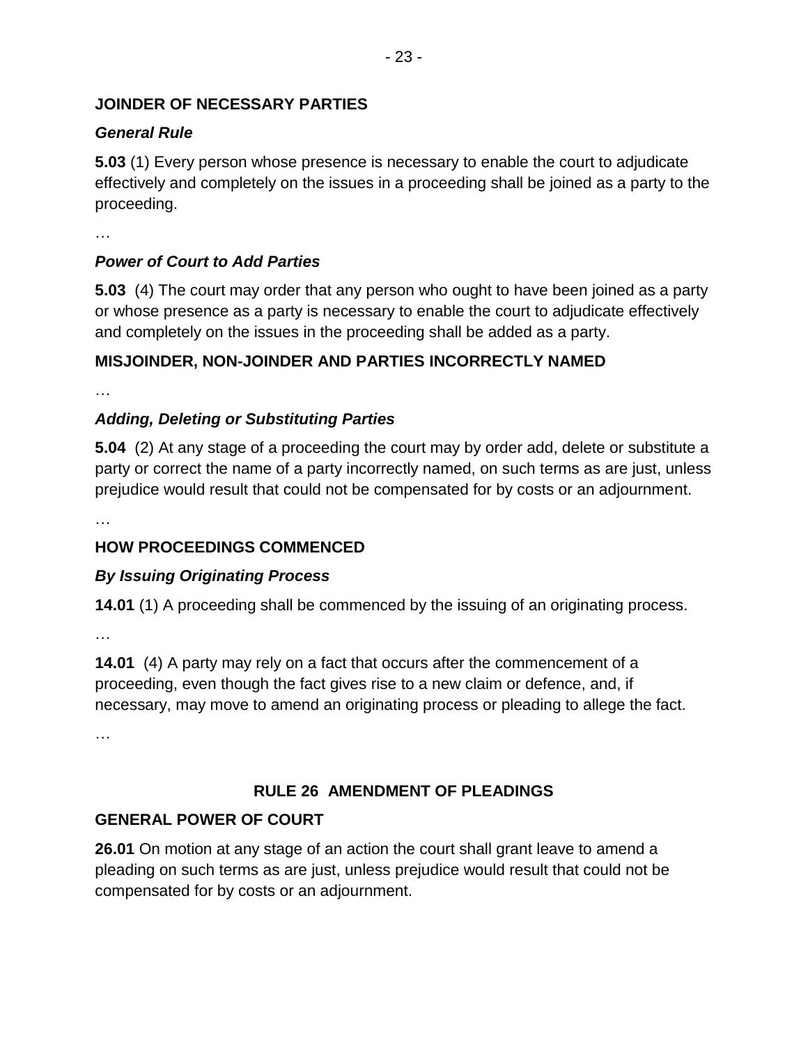**JOINDER OF NECESSARY PARTIES**

***General Rule***

**5.03** (1) Every person whose presence is necessary to enable the court to adjudicate effectively and completely on the issues in a proceeding shall be joined as a party to the proceeding.

…

***Power of Court to Add Parties***

**5.03** (4) The court may order that any person who ought to have been joined as a party or whose presence as a party is necessary to enable the court to adjudicate effectively and completely on the issues in the proceeding shall be added as a party.

**MISJOINDER, NON-JOINDER AND PARTIES INCORRECTLY NAMED**

…

***Adding, Deleting or Substituting Parties***

**5.04** (2) At any stage of a proceeding the court may by order add, delete or substitute a party or correct the name of a party incorrectly named, on such terms as are just, unless prejudice would result that could not be compensated for by costs or an adjournment.

…

**HOW PROCEEDINGS COMMENCED**

***By Issuing Originating Process***

**14.01** (1) A proceeding shall be commenced by the issuing of an originating process.

…

**14.01** (4) A party may rely on a fact that occurs after the commencement of a proceeding, even though the fact gives rise to a new claim or defence, and, if necessary, may move to amend an originating process or pleading to allege the fact.

…

## RULE 26 AMENDMENT OF PLEADINGS

**GENERAL POWER OF COURT**

**26.01** On motion at any stage of an action the court shall grant leave to amend a pleading on such terms as are just, unless prejudice would result that could not be compensated for by costs or an adjournment.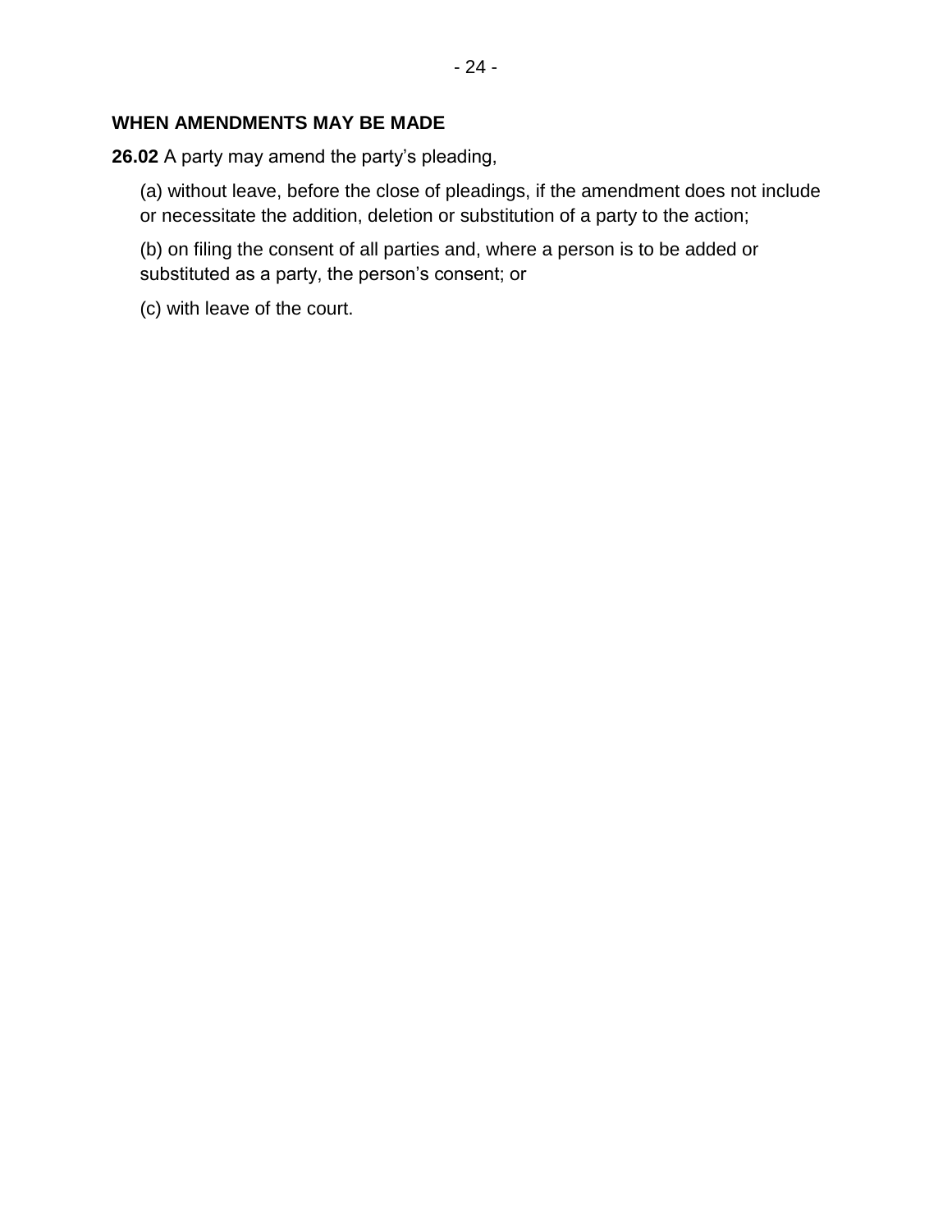### WHEN AMENDMENTS MAY BE MADE

**26.02** A party may amend the party's pleading,

(a) without leave, before the close of pleadings, if the amendment does not include or necessitate the addition, deletion or substitution of a party to the action;

(b) on filing the consent of all parties and, where a person is to be added or substituted as a party, the person's consent; or

(c) with leave of the court.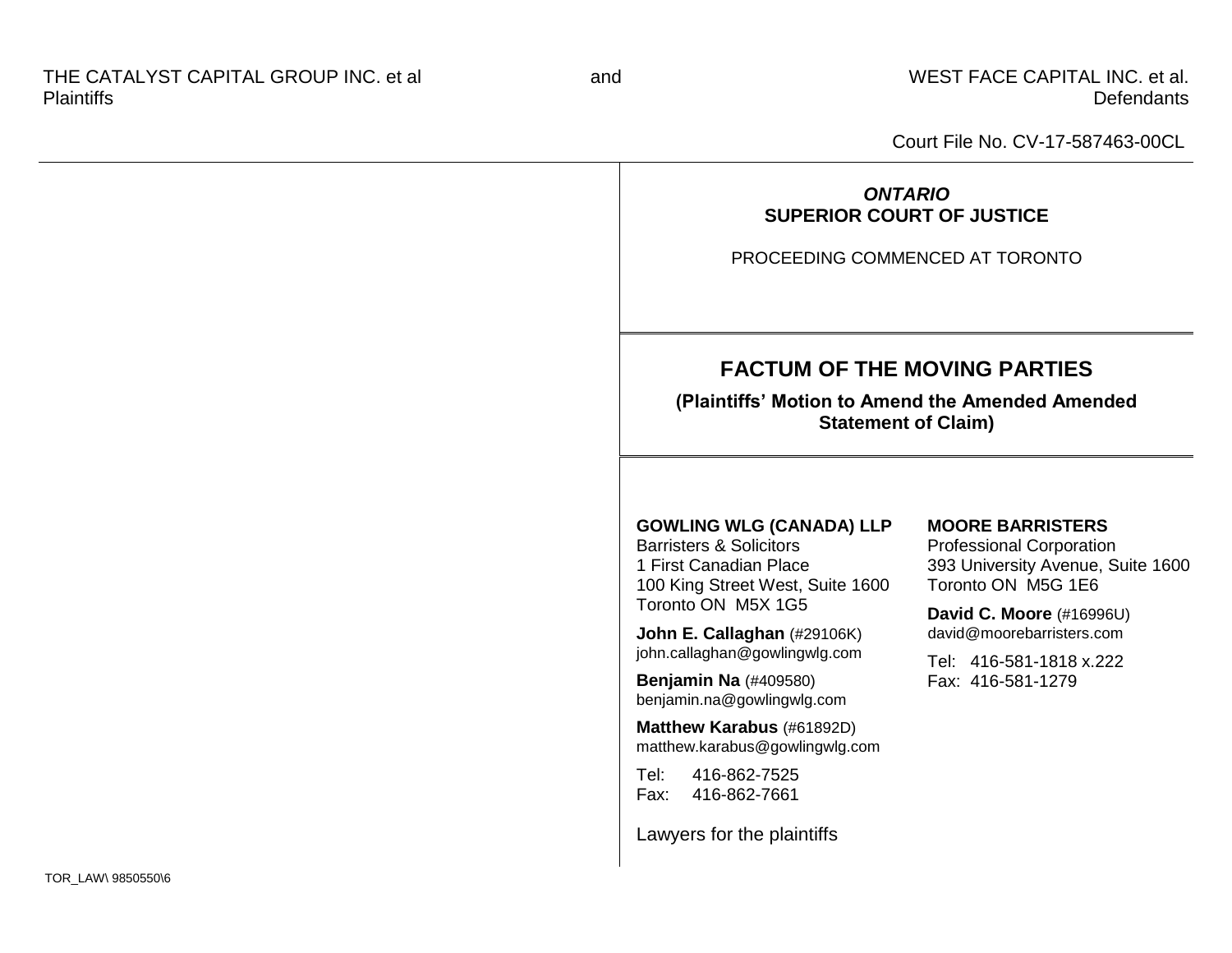THE CATALYST CAPITAL GROUP INC. et al
Plaintiffs

and

WEST FACE CAPITAL INC. et al.
Defendants

Court File No. CV-17-587463-00CL

***ONTARIO***
**SUPERIOR COURT OF JUSTICE**

PROCEEDING COMMENCED AT TORONTO

## FACTUM OF THE MOVING PARTIES

**(Plaintiffs' Motion to Amend the Amended Amended Statement of Claim)**

**GOWLING WLG (CANADA) LLP**
Barristers & Solicitors
1 First Canadian Place
100 King Street West, Suite 1600
Toronto ON M5X 1G5

**John E. Callaghan** (#29106K)
john.callaghan@gowlingwlg.com

**Benjamin Na** (#409580)
benjamin.na@gowlingwlg.com

**Matthew Karabus** (#61892D)
matthew.karabus@gowlingwlg.com

Tel: 416-862-7525
Fax: 416-862-7661

**MOORE BARRISTERS**
Professional Corporation
393 University Avenue, Suite 1600
Toronto ON M5G 1E6

**David C. Moore** (#16996U)
david@moorebarristers.com

Tel: 416-581-1818 x.222
Fax: 416-581-1279

Lawyers for the plaintiffs

TOR_LAW\ 9850550\6